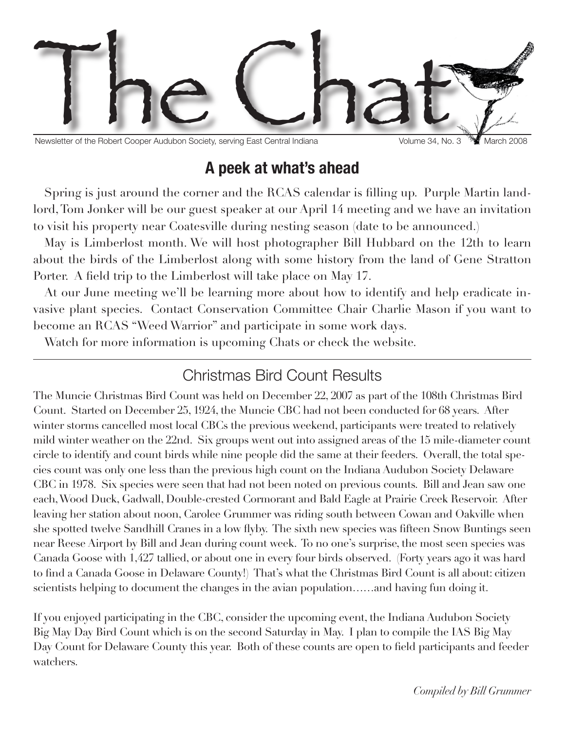# The Chat

Newsletter of the Robert Cooper Audubon Society, serving East Central Indiana Volume 34, No. 3 March 2008

## A peek at what's ahead

Spring is just around the corner and the RCAS calendar is filling up. Purple Martin landlord, Tom Jonker will be our guest speaker at our April 14 meeting and we have an invitation to visit his property near Coatesville during nesting season (date to be announced.)

May is Limberlost month. We will host photographer Bill Hubbard on the 12th to learn about the birds of the Limberlost along with some history from the land of Gene Stratton Porter. A field trip to the Limberlost will take place on May 17.

At our June meeting we'll be learning more about how to identify and help eradicate invasive plant species. Contact Conservation Committee Chair Charlie Mason if you want to become an RCAS "Weed Warrior" and participate in some work days.

Watch for more information is upcoming Chats or check the website.

---

## Christmas Bird Count Results

The Muncie Christmas Bird Count was held on December 22, 2007 as part of the 108th Christmas Bird Count. Started on December 25, 1924, the Muncie CBC had not been conducted for 68 years. After winter storms cancelled most local CBCs the previous weekend, participants were treated to relatively mild winter weather on the 22nd. Six groups went out into assigned areas of the 15 mile-diameter count circle to identify and count birds while nine people did the same at their feeders. Overall, the total species count was only one less than the previous high count on the Indiana Audubon Society Delaware CBC in 1978. Six species were seen that had not been noted on previous counts. Bill and Jean saw one each, Wood Duck, Gadwall, Double-crested Cormorant and Bald Eagle at Prairie Creek Reservoir. After leaving her station about noon, Carolee Grummer was riding south between Cowan and Oakville when she spotted twelve Sandhill Cranes in a low flyby. The sixth new species was fifteen Snow Buntings seen near Reese Airport by Bill and Jean during count week. To no one's surprise, the most seen species was Canada Goose with 1,427 tallied, or about one in every four birds observed. (Forty years ago it was hard to find a Canada Goose in Delaware County!) That's what the Christmas Bird Count is all about: citizen scientists helping to document the changes in the avian population……and having fun doing it.

If you enjoyed participating in the CBC, consider the upcoming event, the Indiana Audubon Society Big May Day Bird Count which is on the second Saturday in May. I plan to compile the IAS Big May Day Count for Delaware County this year. Both of these counts are open to field participants and feeder watchers.

*Compiled by Bill Grummer*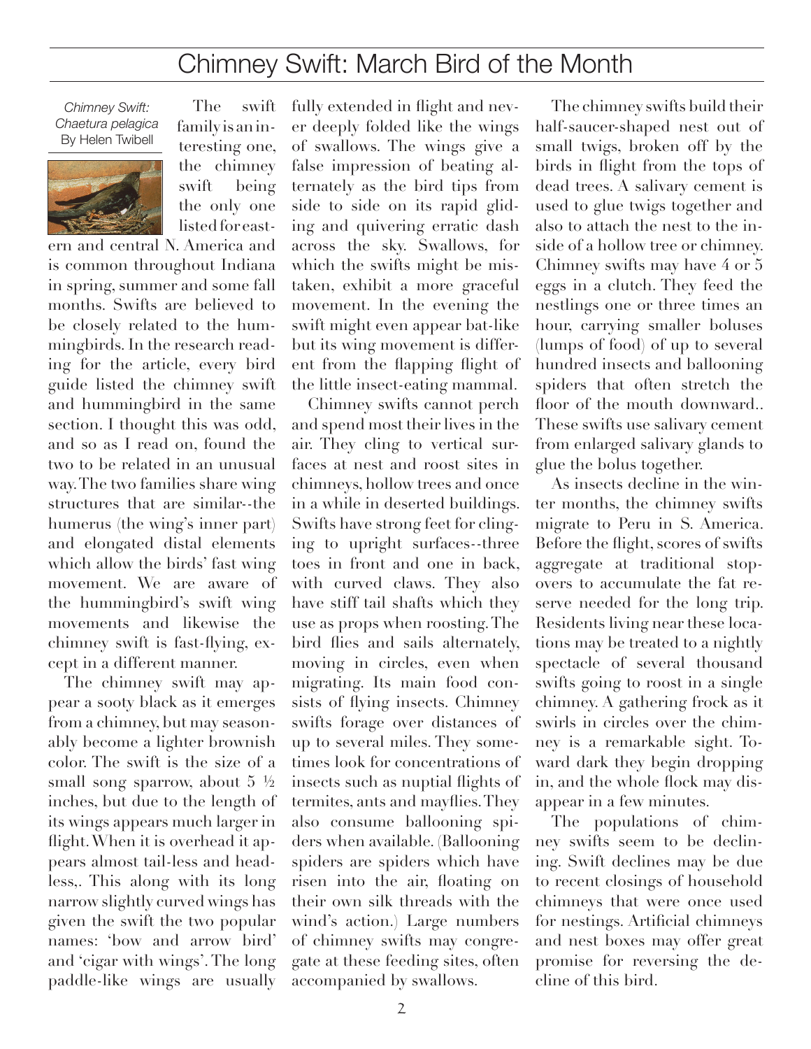# Chimney Swift: March Bird of the Month

*Chimney Swift: Chaetura pelagica*
By Helen Twibell

The swift family is an interesting one, the chimney swift being the only one listed for eastern and central N. America and is common throughout Indiana in spring, summer and some fall months. Swifts are believed to be closely related to the hummingbirds. In the research reading for the article, every bird guide listed the chimney swift and hummingbird in the same section. I thought this was odd, and so as I read on, found the two to be related in an unusual way. The two families share wing structures that are similar--the humerus (the wing's inner part) and elongated distal elements which allow the birds' fast wing movement. We are aware of the hummingbird's swift wing movements and likewise the chimney swift is fast-flying, except in a different manner.

The chimney swift may appear a sooty black as it emerges from a chimney, but may seasonably become a lighter brownish color. The swift is the size of a small song sparrow, about 5 ½ inches, but due to the length of its wings appears much larger in flight. When it is overhead it appears almost tail-less and headless,. This along with its long narrow slightly curved wings has given the swift the two popular names: 'bow and arrow bird' and 'cigar with wings'. The long paddle-like wings are usually fully extended in flight and never deeply folded like the wings of swallows. The wings give a false impression of beating alternately as the bird tips from side to side on its rapid gliding and quivering erratic dash across the sky. Swallows, for which the swifts might be mistaken, exhibit a more graceful movement. In the evening the swift might even appear bat-like but its wing movement is different from the flapping flight of the little insect-eating mammal.

Chimney swifts cannot perch and spend most their lives in the air. They cling to vertical surfaces at nest and roost sites in chimneys, hollow trees and once in a while in deserted buildings. Swifts have strong feet for clinging to upright surfaces--three toes in front and one in back, with curved claws. They also have stiff tail shafts which they use as props when roosting. The bird flies and sails alternately, moving in circles, even when migrating. Its main food consists of flying insects. Chimney swifts forage over distances of up to several miles. They sometimes look for concentrations of insects such as nuptial flights of termites, ants and mayflies. They also consume ballooning spiders when available. (Ballooning spiders are spiders which have risen into the air, floating on their own silk threads with the wind's action.) Large numbers of chimney swifts may congregate at these feeding sites, often accompanied by swallows.

The chimney swifts build their half-saucer-shaped nest out of small twigs, broken off by the birds in flight from the tops of dead trees. A salivary cement is used to glue twigs together and also to attach the nest to the inside of a hollow tree or chimney. Chimney swifts may have 4 or 5 eggs in a clutch. They feed the nestlings one or three times an hour, carrying smaller boluses (lumps of food) of up to several hundred insects and ballooning spiders that often stretch the floor of the mouth downward.. These swifts use salivary cement from enlarged salivary glands to glue the bolus together.

As insects decline in the winter months, the chimney swifts migrate to Peru in S. America. Before the flight, scores of swifts aggregate at traditional stopovers to accumulate the fat reserve needed for the long trip. Residents living near these locations may be treated to a nightly spectacle of several thousand swifts going to roost in a single chimney. A gathering frock as it swirls in circles over the chimney is a remarkable sight. Toward dark they begin dropping in, and the whole flock may disappear in a few minutes.

The populations of chimney swifts seem to be declining. Swift declines may be due to recent closings of household chimneys that were once used for nestings. Artificial chimneys and nest boxes may offer great promise for reversing the decline of this bird.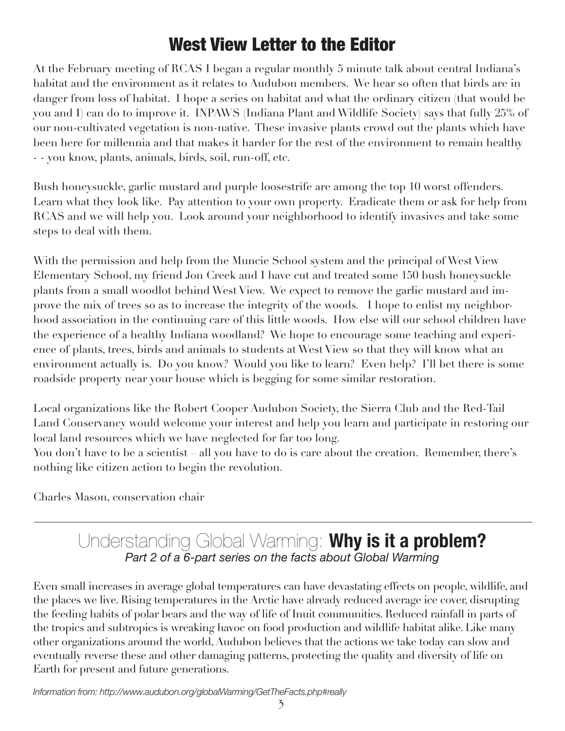# West View Letter to the Editor

At the February meeting of RCAS I began a regular monthly 5 minute talk about central Indiana's habitat and the environment as it relates to Audubon members. We hear so often that birds are in danger from loss of habitat. I hope a series on habitat and what the ordinary citizen (that would be you and I) can do to improve it. INPAWS (Indiana Plant and Wildlife Society) says that fully 25% of our non-cultivated vegetation is non-native. These invasive plants crowd out the plants which have been here for millennia and that makes it harder for the rest of the environment to remain healthy - - you know, plants, animals, birds, soil, run-off, etc.

Bush honeysuckle, garlic mustard and purple loosestrife are among the top 10 worst offenders. Learn what they look like. Pay attention to your own property. Eradicate them or ask for help from RCAS and we will help you. Look around your neighborhood to identify invasives and take some steps to deal with them.

With the permission and help from the Muncie School system and the principal of West View Elementary School, my friend Jon Creek and I have cut and treated some 150 bush honeysuckle plants from a small woodlot behind West View. We expect to remove the garlic mustard and improve the mix of trees so as to increase the integrity of the woods. I hope to enlist my neighborhood association in the continuing care of this little woods. How else will our school children have the experience of a healthy Indiana woodland? We hope to encourage some teaching and experience of plants, trees, birds and animals to students at West View so that they will know what an environment actually is. Do you know? Would you like to learn? Even help? I'll bet there is some roadside property near your house which is begging for some similar restoration.

Local organizations like the Robert Cooper Audubon Society, the Sierra Club and the Red-Tail Land Conservancy would welcome your interest and help you learn and participate in restoring our local land resources which we have neglected for far too long.
You don't have to be a scientist – all you have to do is care about the creation. Remember, there's nothing like citizen action to begin the revolution.

Charles Mason, conservation chair

---

## Understanding Global Warming: **Why is it a problem?**

*Part 2 of a 6-part series on the facts about Global Warming*

Even small increases in average global temperatures can have devastating effects on people, wildlife, and the places we live. Rising temperatures in the Arctic have already reduced average ice cover, disrupting the feeding habits of polar bears and the way of life of Inuit communities. Reduced rainfall in parts of the tropics and subtropics is wreaking havoc on food production and wildlife habitat alike. Like many other organizations around the world, Audubon believes that the actions we take today can slow and eventually reverse these and other damaging patterns, protecting the quality and diversity of life on Earth for present and future generations.

*Information from: http://www.audubon.org/globalWarming/GetTheFacts.php#really*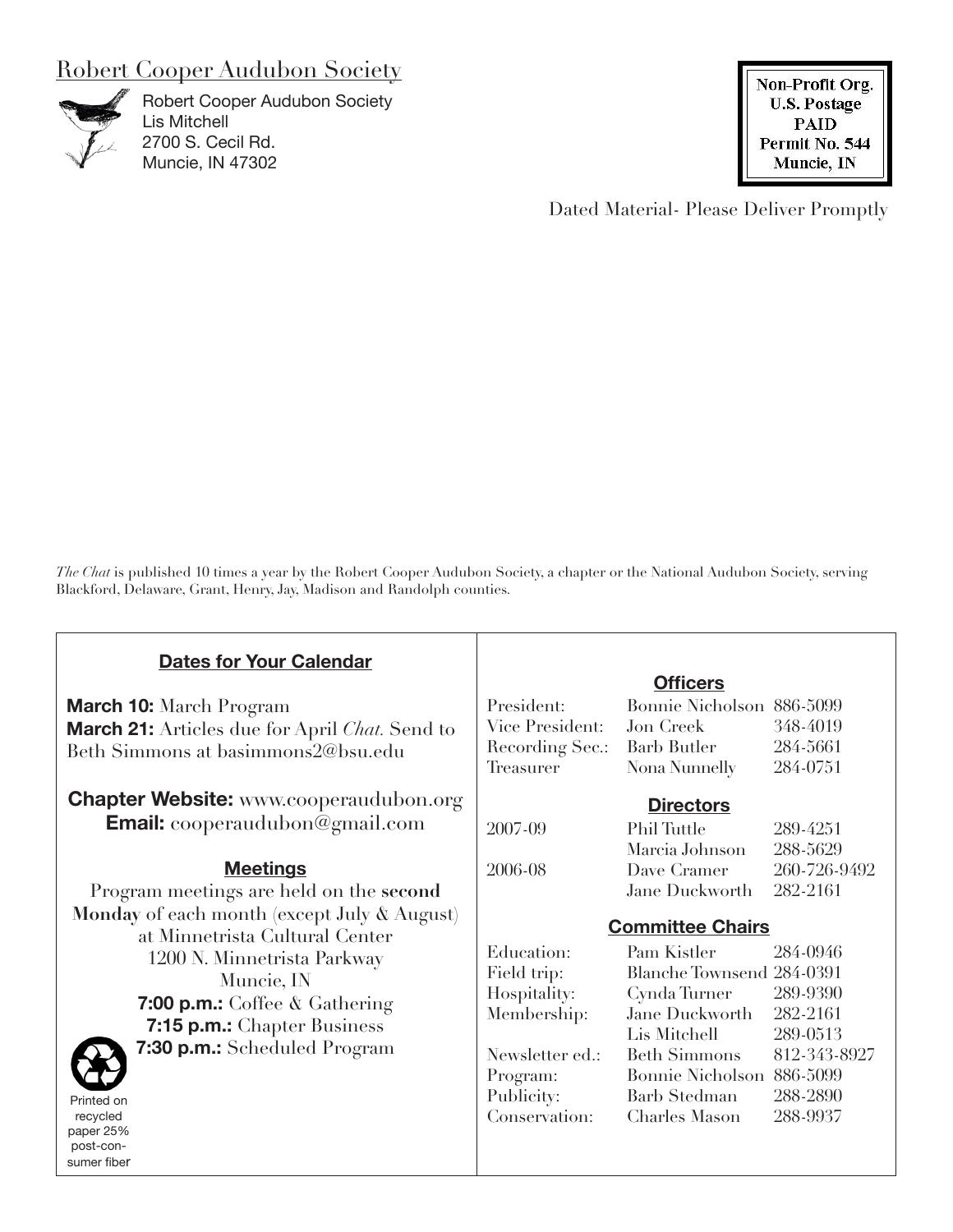## Robert Cooper Audubon Society

Robert Cooper Audubon Society
Lis Mitchell
2700 S. Cecil Rd.
Muncie, IN 47302

Non-Profit Org.
U.S. Postage
PAID
Permit No. 544
Muncie, IN

Dated Material- Please Deliver Promptly

*The Chat* is published 10 times a year by the Robert Cooper Audubon Society, a chapter or the National Audubon Society, serving Blackford, Delaware, Grant, Henry, Jay, Madison and Randolph counties.

### Dates for Your Calendar

**March 10:** March Program
**March 21:** Articles due for April *Chat.* Send to Beth Simmons at basimmons2@bsu.edu

**Chapter Website:** www.cooperaudubon.org
**Email:** cooperaudubon@gmail.com

### Meetings

Program meetings are held on the **second Monday** of each month (except July & August) at Minnetrista Cultural Center
1200 N. Minnetrista Parkway
Muncie, IN
**7:00 p.m.:** Coffee & Gathering
**7:15 p.m.:** Chapter Business
**7:30 p.m.:** Scheduled Program

Printed on recycled paper 25% post-consumer fiber

### Officers

| | | |
|---|---|---|
| President: | Bonnie Nicholson | 886-5099 |
| Vice President: | Jon Creek | 348-4019 |
| Recording Sec.: | Barb Butler | 284-5661 |
| Treasurer | Nona Nunnelly | 284-0751 |

### Directors

| | | |
|---|---|---|
| 2007-09 | Phil Tuttle | 289-4251 |
| | Marcia Johnson | 288-5629 |
| 2006-08 | Dave Cramer | 260-726-9492 |
| | Jane Duckworth | 282-2161 |

### Committee Chairs

| | | |
|---|---|---|
| Education: | Pam Kistler | 284-0946 |
| Field trip: | Blanche Townsend | 284-0391 |
| Hospitality: | Cynda Turner | 289-9390 |
| Membership: | Jane Duckworth | 282-2161 |
| | Lis Mitchell | 289-0513 |
| Newsletter ed.: | Beth Simmons | 812-343-8927 |
| Program: | Bonnie Nicholson | 886-5099 |
| Publicity: | Barb Stedman | 288-2890 |
| Conservation: | Charles Mason | 288-9937 |